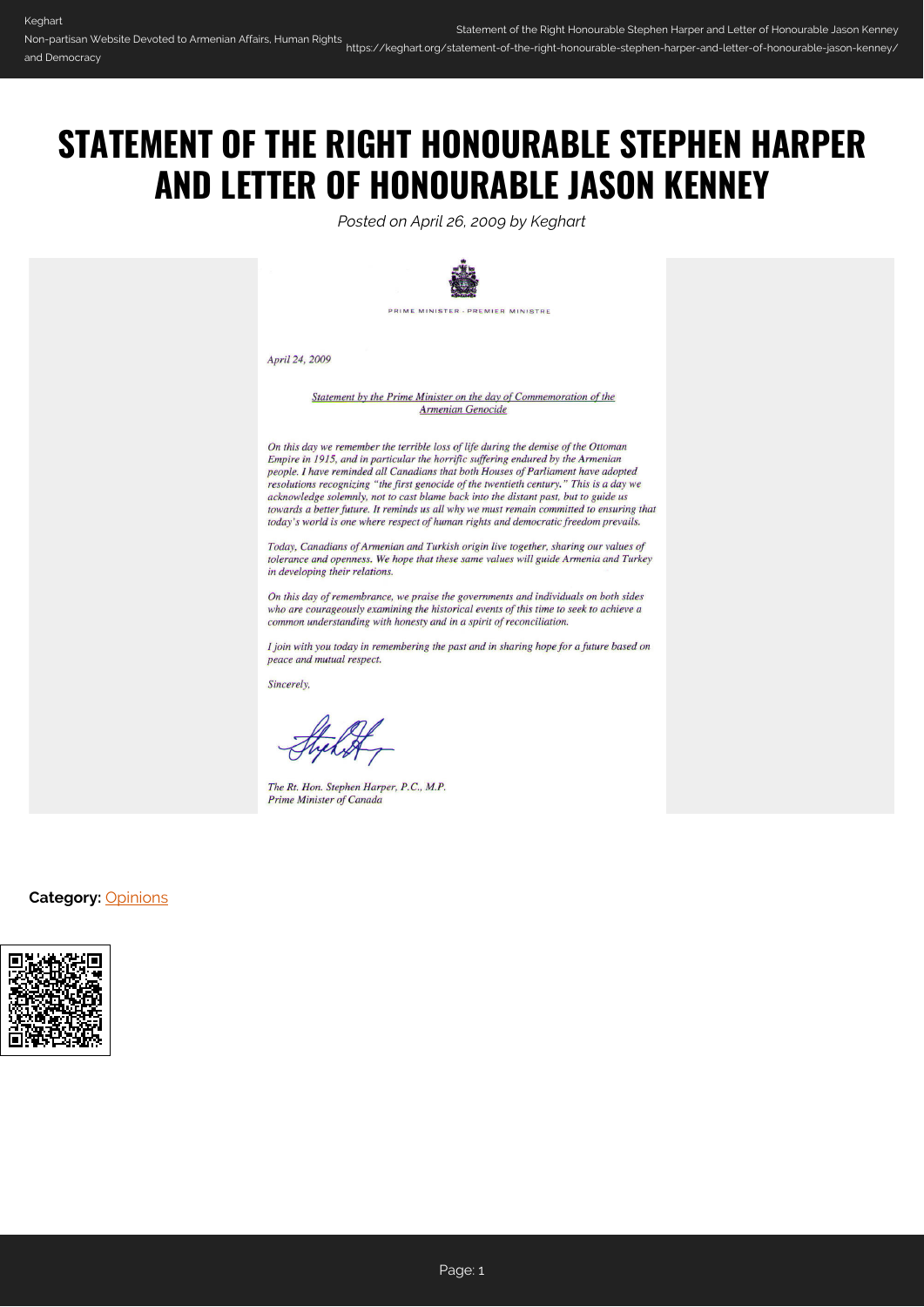# STATEMENT OF THE RIGHT HONOURABLE STEPHEN HARPER AND LETTER OF HONOURABLE JASON KENNEY

*Posted on April 26, 2009 by Keghart*

PRIME MINISTER · PREMIER MINISTRE

*April 24, 2009*

*Statement by the Prime Minister on the day of Commemoration of the Armenian Genocide*

*On this day we remember the terrible loss of life during the demise of the Ottoman Empire in 1915, and in particular the horrific suffering endured by the Armenian people. I have reminded all Canadians that both Houses of Parliament have adopted resolutions recognizing "the first genocide of the twentieth century." This is a day we acknowledge solemnly, not to cast blame back into the distant past, but to guide us towards a better future. It reminds us all why we must remain committed to ensuring that today's world is one where respect of human rights and democratic freedom prevails.*

*Today, Canadians of Armenian and Turkish origin live together, sharing our values of tolerance and openness. We hope that these same values will guide Armenia and Turkey in developing their relations.*

*On this day of remembrance, we praise the governments and individuals on both sides who are courageously examining the historical events of this time to seek to achieve a common understanding with honesty and in a spirit of reconciliation.*

*I join with you today in remembering the past and in sharing hope for a future based on peace and mutual respect.*

*Sincerely,*

*The Rt. Hon. Stephen Harper, P.C., M.P.*
*Prime Minister of Canada*

**Category:** Opinions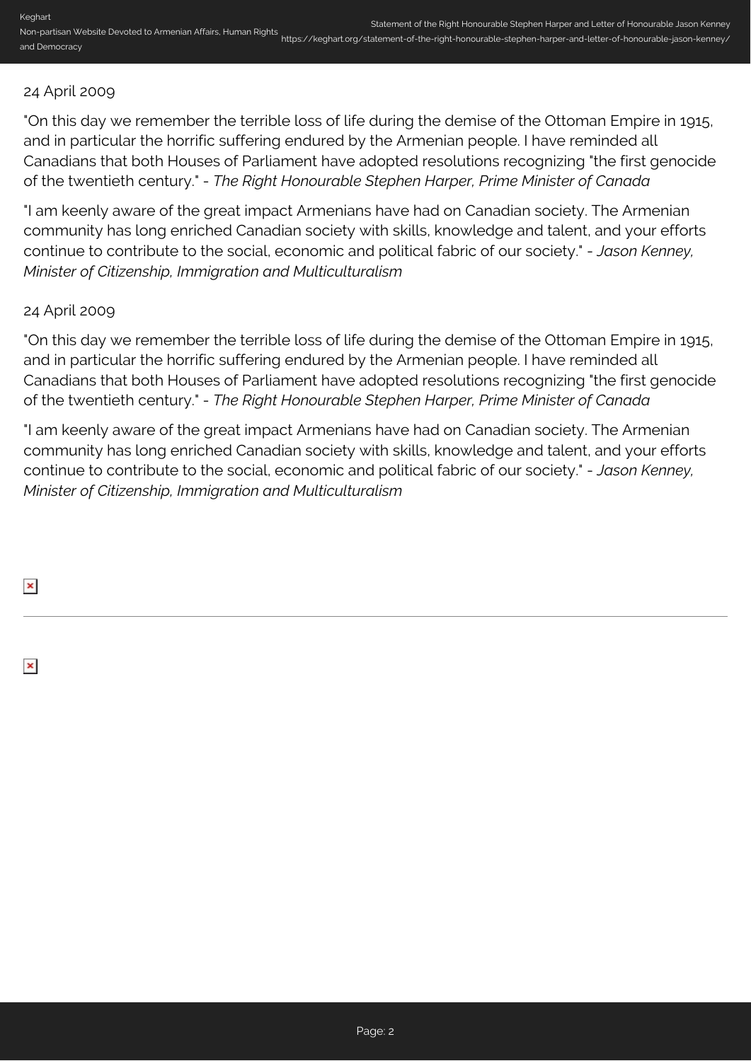24 April 2009

"On this day we remember the terrible loss of life during the demise of the Ottoman Empire in 1915, and in particular the horrific suffering endured by the Armenian people. I have reminded all Canadians that both Houses of Parliament have adopted resolutions recognizing "the first genocide of the twentieth century." - *The Right Honourable Stephen Harper, Prime Minister of Canada*

"I am keenly aware of the great impact Armenians have had on Canadian society. The Armenian community has long enriched Canadian society with skills, knowledge and talent, and your efforts continue to contribute to the social, economic and political fabric of our society." - *Jason Kenney, Minister of Citizenship, Immigration and Multiculturalism*

24 April 2009

"On this day we remember the terrible loss of life during the demise of the Ottoman Empire in 1915, and in particular the horrific suffering endured by the Armenian people. I have reminded all Canadians that both Houses of Parliament have adopted resolutions recognizing "the first genocide of the twentieth century." - *The Right Honourable Stephen Harper, Prime Minister of Canada*

"I am keenly aware of the great impact Armenians have had on Canadian society. The Armenian community has long enriched Canadian society with skills, knowledge and talent, and your efforts continue to contribute to the social, economic and political fabric of our society." - *Jason Kenney, Minister of Citizenship, Immigration and Multiculturalism*

---